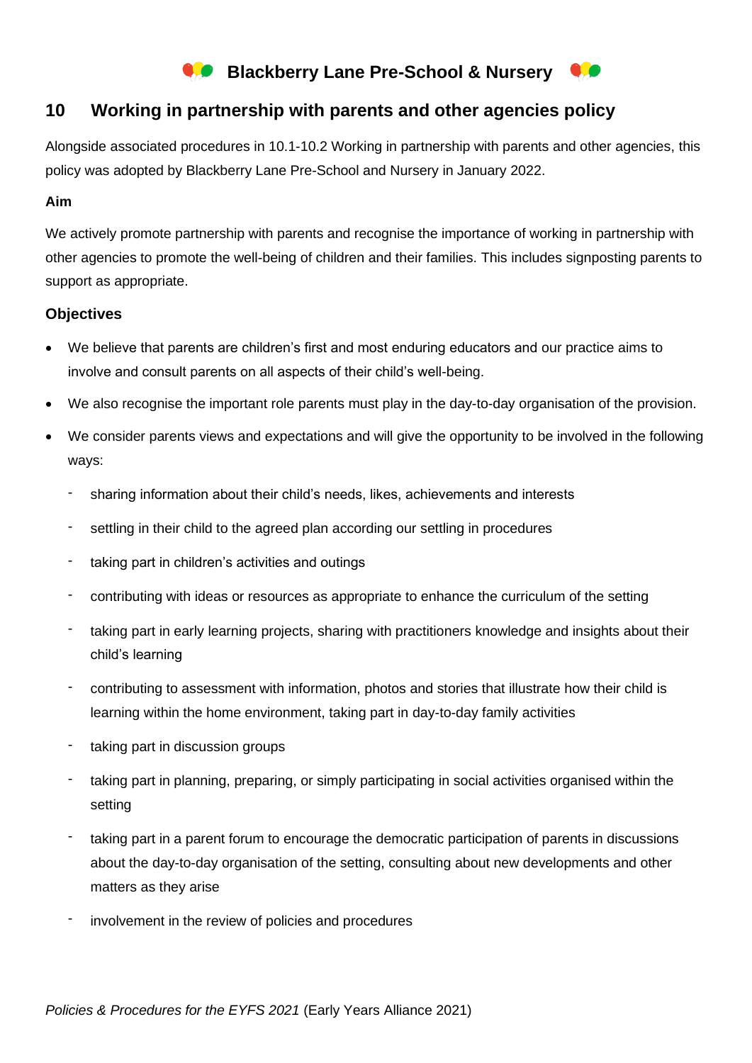# Blackberry Lane Pre-School & Nursery

## 10 Working in partnership with parents and other agencies policy

Alongside associated procedures in 10.1-10.2 Working in partnership with parents and other agencies, this policy was adopted by Blackberry Lane Pre-School and Nursery in January 2022.

**Aim**

We actively promote partnership with parents and recognise the importance of working in partnership with other agencies to promote the well-being of children and their families. This includes signposting parents to support as appropriate.

### Objectives

- We believe that parents are children's first and most enduring educators and our practice aims to involve and consult parents on all aspects of their child's well-being.
- We also recognise the important role parents must play in the day-to-day organisation of the provision.
- We consider parents views and expectations and will give the opportunity to be involved in the following ways:
  - sharing information about their child's needs, likes, achievements and interests
  - settling in their child to the agreed plan according our settling in procedures
  - taking part in children's activities and outings
  - contributing with ideas or resources as appropriate to enhance the curriculum of the setting
  - taking part in early learning projects, sharing with practitioners knowledge and insights about their child's learning
  - contributing to assessment with information, photos and stories that illustrate how their child is learning within the home environment, taking part in day-to-day family activities
  - taking part in discussion groups
  - taking part in planning, preparing, or simply participating in social activities organised within the setting
  - taking part in a parent forum to encourage the democratic participation of parents in discussions about the day-to-day organisation of the setting, consulting about new developments and other matters as they arise
  - involvement in the review of policies and procedures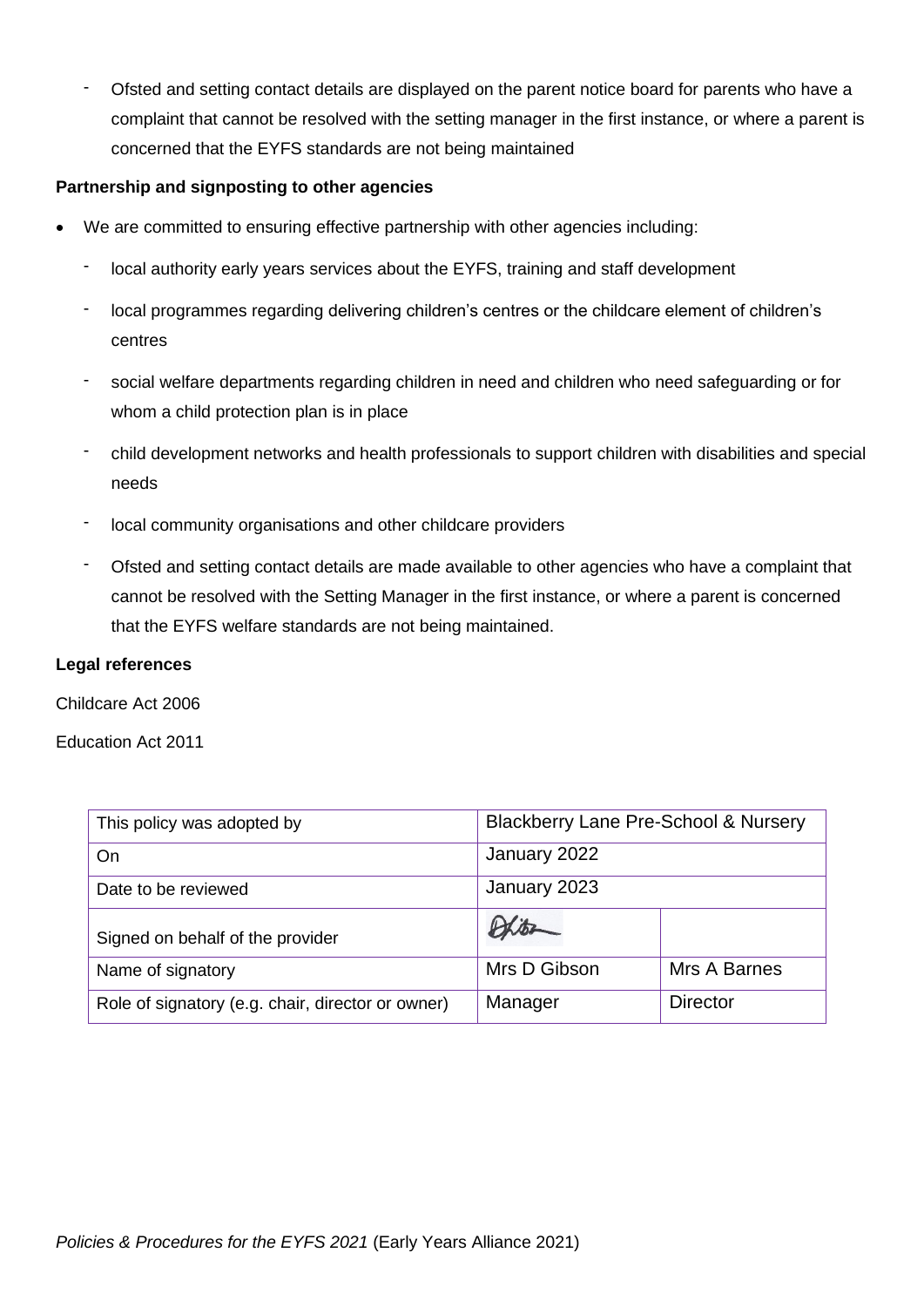- Ofsted and setting contact details are displayed on the parent notice board for parents who have a complaint that cannot be resolved with the setting manager in the first instance, or where a parent is concerned that the EYFS standards are not being maintained

**Partnership and signposting to other agencies**

- We are committed to ensuring effective partnership with other agencies including:
  - local authority early years services about the EYFS, training and staff development
  - local programmes regarding delivering children's centres or the childcare element of children's centres
  - social welfare departments regarding children in need and children who need safeguarding or for whom a child protection plan is in place
  - child development networks and health professionals to support children with disabilities and special needs
  - local community organisations and other childcare providers
  - Ofsted and setting contact details are made available to other agencies who have a complaint that cannot be resolved with the Setting Manager in the first instance, or where a parent is concerned that the EYFS welfare standards are not being maintained.

**Legal references**

Childcare Act 2006

Education Act 2011

| | | |
|---|---|---|
| This policy was adopted by | Blackberry Lane Pre-School & Nursery | |
| On | January 2022 | |
| Date to be reviewed | January 2023 | |
| Signed on behalf of the provider | DGibson | |
| Name of signatory | Mrs D Gibson | Mrs A Barnes |
| Role of signatory (e.g. chair, director or owner) | Manager | Director |

*Policies & Procedures for the EYFS 2021* (Early Years Alliance 2021)